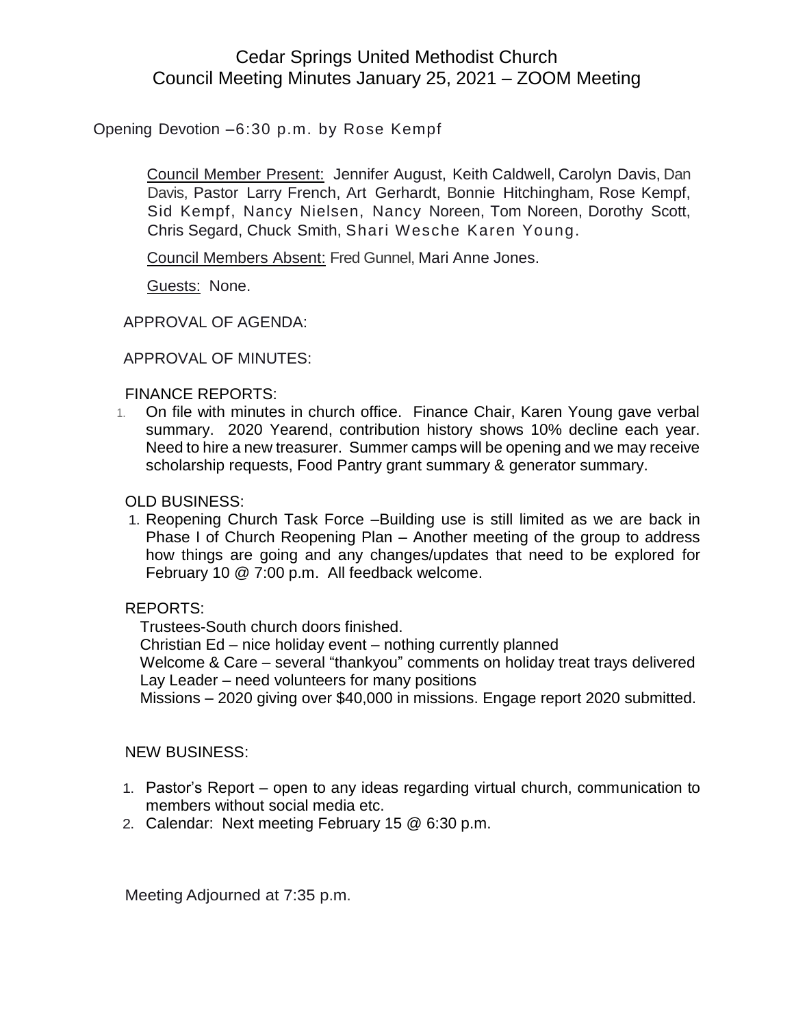# Cedar Springs United Methodist Church
# Council Meeting Minutes January 25, 2021 – ZOOM Meeting

Opening Devotion –6:30 p.m. by Rose Kempf

Council Member Present: Jennifer August, Keith Caldwell, Carolyn Davis, Dan Davis, Pastor Larry French, Art Gerhardt, Bonnie Hitchingham, Rose Kempf, Sid Kempf, Nancy Nielsen, Nancy Noreen, Tom Noreen, Dorothy Scott, Chris Segard, Chuck Smith, Shari Wesche Karen Young.

Council Members Absent: Fred Gunnel, Mari Anne Jones.

Guests: None.

APPROVAL OF AGENDA:

APPROVAL OF MINUTES:

FINANCE REPORTS:

1. On file with minutes in church office. Finance Chair, Karen Young gave verbal summary. 2020 Yearend, contribution history shows 10% decline each year. Need to hire a new treasurer. Summer camps will be opening and we may receive scholarship requests, Food Pantry grant summary & generator summary.

OLD BUSINESS:

1. Reopening Church Task Force –Building use is still limited as we are back in Phase I of Church Reopening Plan – Another meeting of the group to address how things are going and any changes/updates that need to be explored for February 10 @ 7:00 p.m. All feedback welcome.

REPORTS:

Trustees-South church doors finished.
Christian Ed – nice holiday event – nothing currently planned
Welcome & Care – several "thankyou" comments on holiday treat trays delivered
Lay Leader – need volunteers for many positions
Missions – 2020 giving over $40,000 in missions. Engage report 2020 submitted.

NEW BUSINESS:

1. Pastor's Report – open to any ideas regarding virtual church, communication to members without social media etc.
2. Calendar: Next meeting February 15 @ 6:30 p.m.

Meeting Adjourned at 7:35 p.m.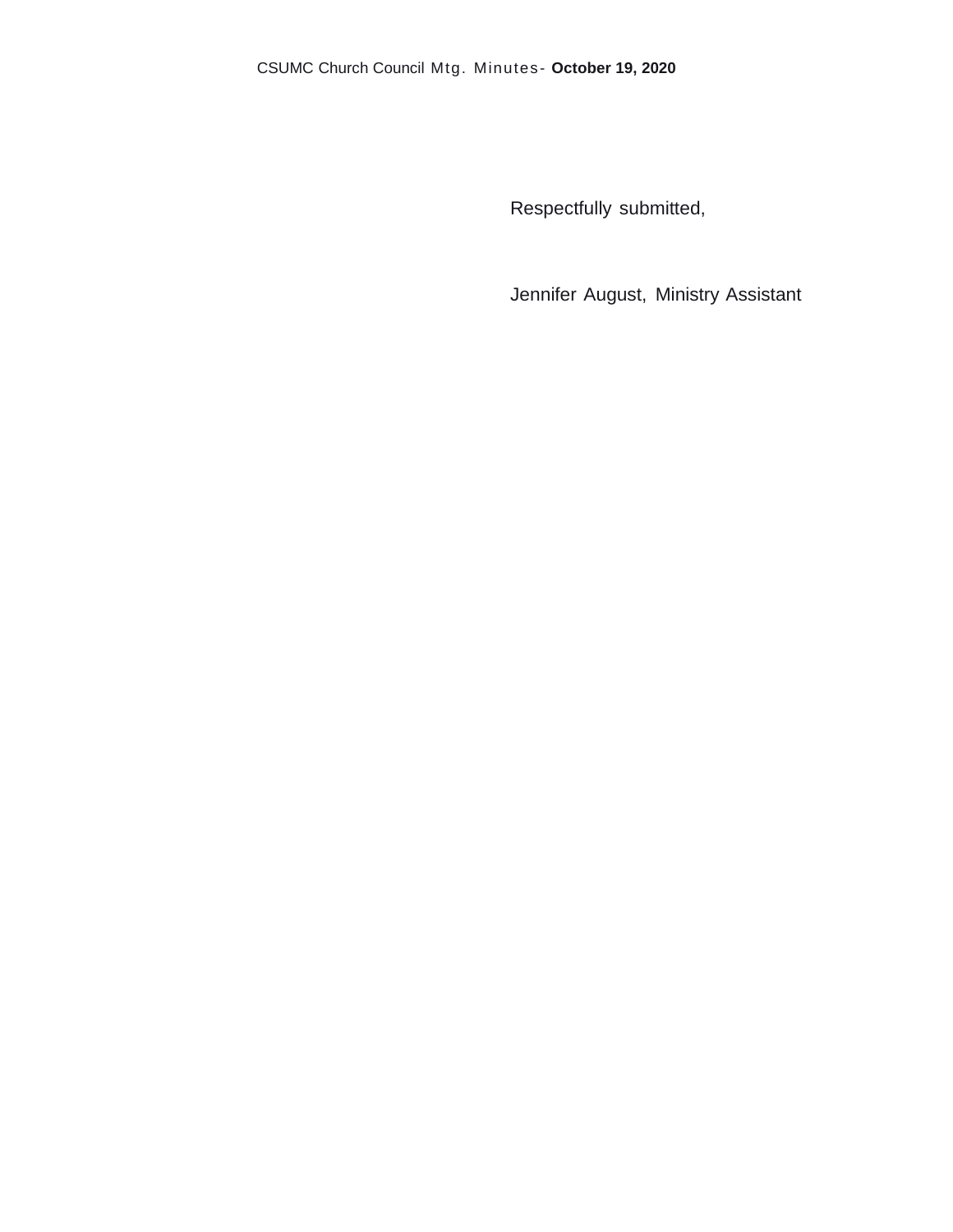Respectfully submitted,

Jennifer August, Ministry Assistant